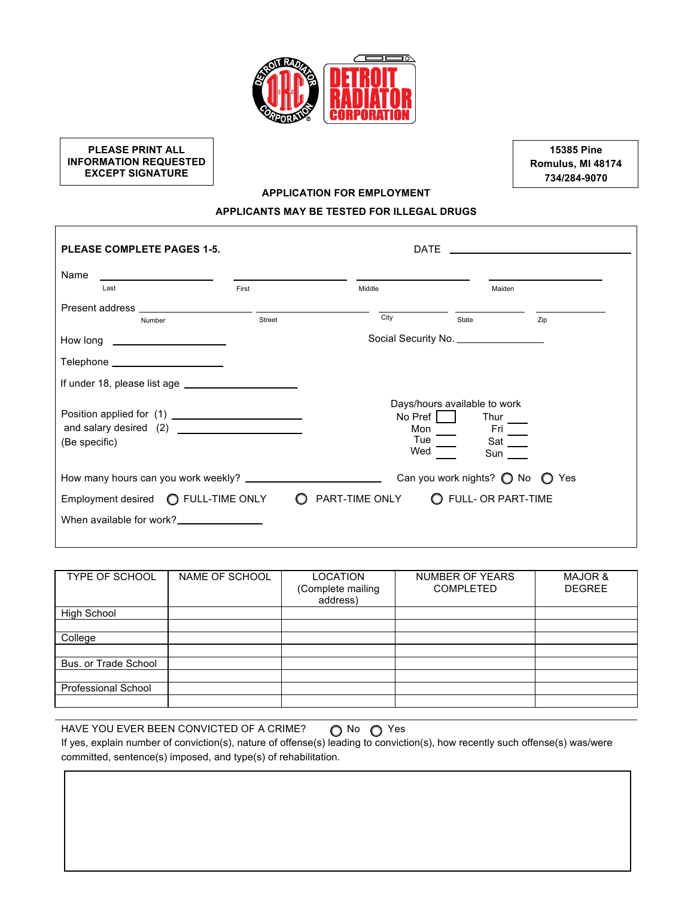DETROIT RADIATOR CORPORATION

**PLEASE PRINT ALL INFORMATION REQUESTED EXCEPT SIGNATURE**

**15385 Pine**
**Romulus, MI 48174**
**734/284-9070**

**APPLICATION FOR EMPLOYMENT**

**APPLICANTS MAY BE TESTED FOR ILLEGAL DRUGS**

**PLEASE COMPLETE PAGES 1-5.**

DATE ____________________

Name ______________ ______________ ______________ ______________
Last First Middle Maiden

Present address ______________ ______________ ______________ ______________ ______________
Number Street City State Zip

How long ______________

Social Security No. ______________

Telephone ______________

If under 18, please list age ______________

Position applied for (1) ______________
and salary desired (2) ______________
(Be specific)

Days/hours available to work
No Pref ☐
Mon ____
Tue ____
Wed ____
Thur ____
Fri ____
Sat ____
Sun ____

How many hours can you work weekly? ______________

Can you work nights? ○ No ○ Yes

Employment desired ○ FULL-TIME ONLY ○ PART-TIME ONLY ○ FULL- OR PART-TIME

When available for work? ______________

| TYPE OF SCHOOL | NAME OF SCHOOL | LOCATION (Complete mailing address) | NUMBER OF YEARS COMPLETED | MAJOR & DEGREE |
|---|---|---|---|---|
| High School | | | | |
| | | | | |
| College | | | | |
| | | | | |
| Bus. or Trade School | | | | |
| | | | | |
| Professional School | | | | |
| | | | | |

HAVE YOU EVER BEEN CONVICTED OF A CRIME? ○ No ○ Yes

If yes, explain number of conviction(s), nature of offense(s) leading to conviction(s), how recently such offense(s) was/were committed, sentence(s) imposed, and type(s) of rehabilitation.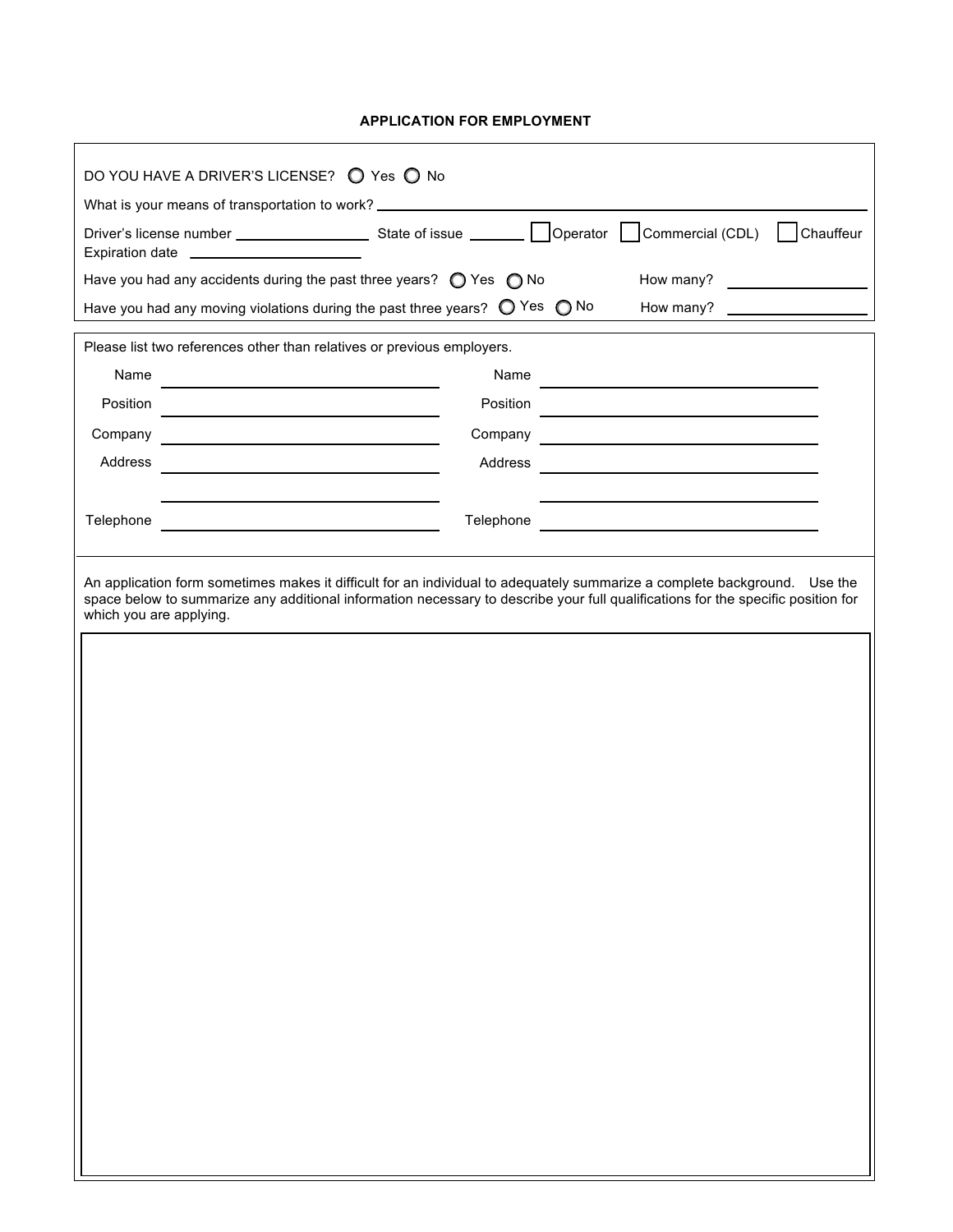**APPLICATION FOR EMPLOYMENT**

DO YOU HAVE A DRIVER'S LICENSE? ○ Yes ○ No

What is your means of transportation to work? ______________________________

Driver's license number ________________ State of issue _______ ☐ Operator ☐ Commercial (CDL) ☐ Chauffeur

Expiration date ____________________

Have you had any accidents during the past three years? ○ Yes ○ No How many? ______________

Have you had any moving violations during the past three years? ○ Yes ○ No How many? ______________

Please list two references other than relatives or previous employers.

| | | | |
|---|---|---|---|
| Name | ____________________ | Name | ____________________ |
| Position | ____________________ | Position | ____________________ |
| Company | ____________________ | Company | ____________________ |
| Address | ____________________ | Address | ____________________ |
| | ____________________ | | ____________________ |
| Telephone | ____________________ | Telephone | ____________________ |

An application form sometimes makes it difficult for an individual to adequately summarize a complete background. Use the space below to summarize any additional information necessary to describe your full qualifications for the specific position for which you are applying.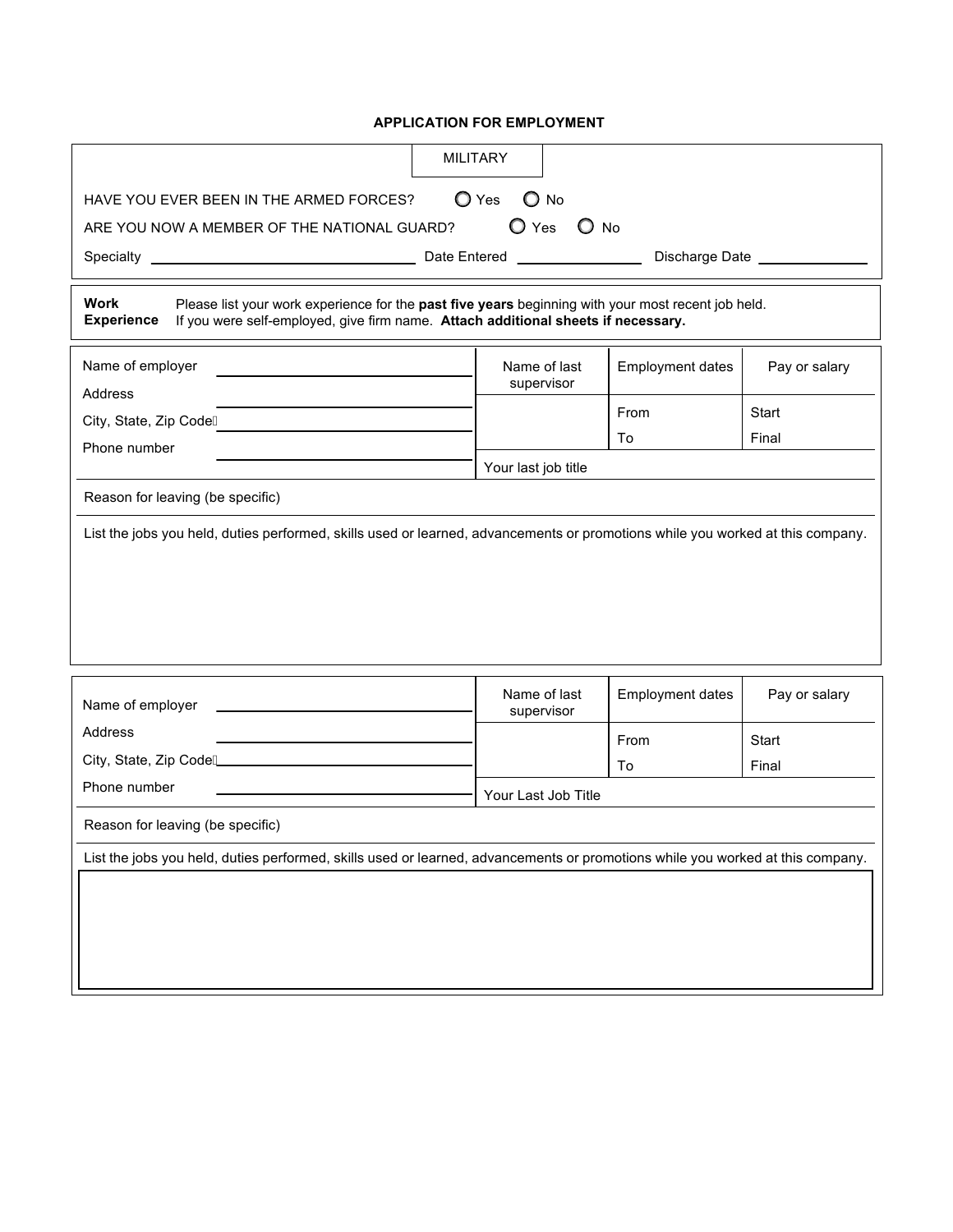# APPLICATION FOR EMPLOYMENT

## MILITARY

HAVE YOU EVER BEEN IN THE ARMED FORCES? ○ Yes ○ No

ARE YOU NOW A MEMBER OF THE NATIONAL GUARD? ○ Yes ○ No

Specialty ____________________ Date Entered ____________ Discharge Date ____________

**Work Experience**

Please list your work experience for the **past five years** beginning with your most recent job held.
If you were self-employed, give firm name. **Attach additional sheets if necessary.**

| Name of employer ____________________ | Name of last supervisor | Employment dates | Pay or salary |
|---|---|---|---|
| Address ____________________ | | From | Start |
| City, State, Zip Code ____________________ | | To | Final |
| Phone number ____________________ | Your last job title | | |

Reason for leaving (be specific)

List the jobs you held, duties performed, skills used or learned, advancements or promotions while you worked at this company.

| Name of employer ____________________ | Name of last supervisor | Employment dates | Pay or salary |
|---|---|---|---|
| Address ____________________ | | From | Start |
| City, State, Zip Code ____________________ | | To | Final |
| Phone number ____________________ | Your Last Job Title | | |

Reason for leaving (be specific)

List the jobs you held, duties performed, skills used or learned, advancements or promotions while you worked at this company.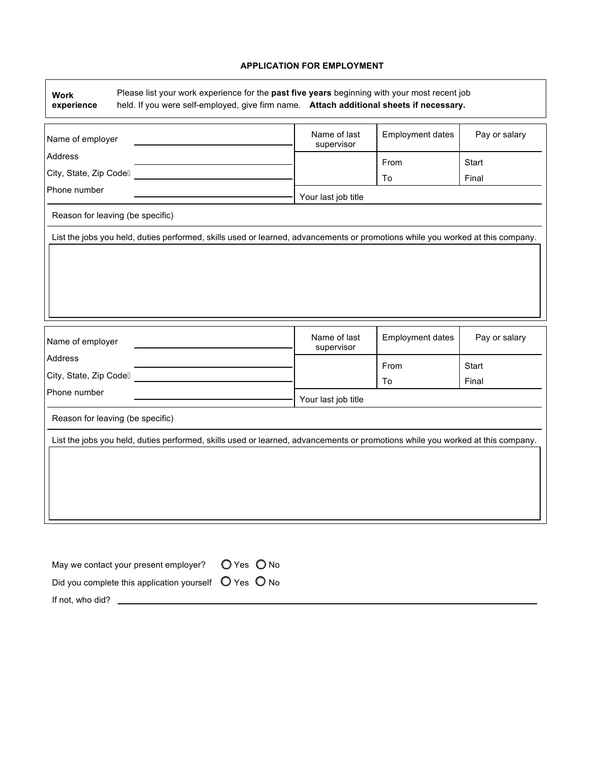# APPLICATION FOR EMPLOYMENT

| **Work experience** | Please list your work experience for the **past five years** beginning with your most recent job held. If you were self-employed, give firm name. **Attach additional sheets if necessary.** |
|---|---|

| Name of employer | | Name of last supervisor | Employment dates | Pay or salary |
|---|---|---|---|---|
| Address | | | From | Start |
| City, State, Zip Code | | | To | Final |
| Phone number | | Your last job title | | |

Reason for leaving (be specific)

List the jobs you held, duties performed, skills used or learned, advancements or promotions while you worked at this company.

| Name of employer | | Name of last supervisor | Employment dates | Pay or salary |
|---|---|---|---|---|
| Address | | | From | Start |
| City, State, Zip Code | | | To | Final |
| Phone number | | Your last job title | | |

Reason for leaving (be specific)

List the jobs you held, duties performed, skills used or learned, advancements or promotions while you worked at this company.

May we contact your present employer? ○ Yes ○ No

Did you complete this application yourself ○ Yes ○ No

If not, who did? ______________________________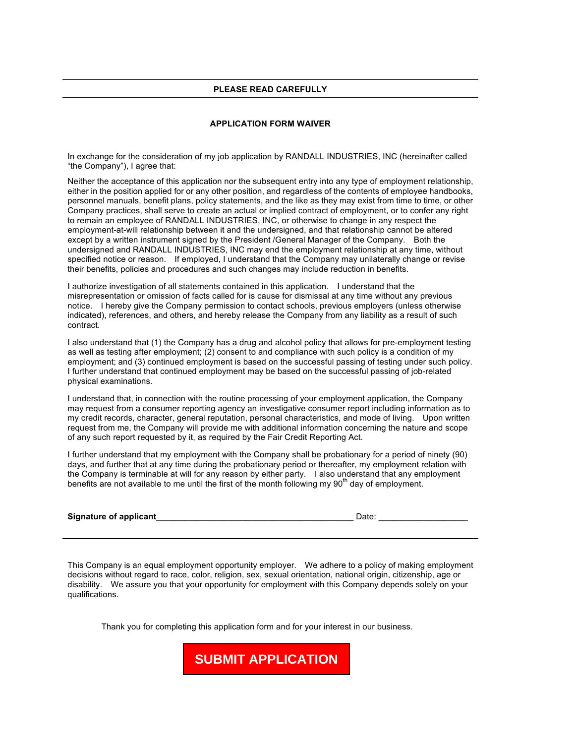**PLEASE READ CAREFULLY**

## APPLICATION FORM WAIVER

In exchange for the consideration of my job application by RANDALL INDUSTRIES, INC (hereinafter called "the Company"), I agree that:

Neither the acceptance of this application nor the subsequent entry into any type of employment relationship, either in the position applied for or any other position, and regardless of the contents of employee handbooks, personnel manuals, benefit plans, policy statements, and the like as they may exist from time to time, or other Company practices, shall serve to create an actual or implied contract of employment, or to confer any right to remain an employee of RANDALL INDUSTRIES, INC, or otherwise to change in any respect the employment-at-will relationship between it and the undersigned, and that relationship cannot be altered except by a written instrument signed by the President /General Manager of the Company. Both the undersigned and RANDALL INDUSTRIES, INC may end the employment relationship at any time, without specified notice or reason. If employed, I understand that the Company may unilaterally change or revise their benefits, policies and procedures and such changes may include reduction in benefits.

I authorize investigation of all statements contained in this application. I understand that the misrepresentation or omission of facts called for is cause for dismissal at any time without any previous notice. I hereby give the Company permission to contact schools, previous employers (unless otherwise indicated), references, and others, and hereby release the Company from any liability as a result of such contract.

I also understand that (1) the Company has a drug and alcohol policy that allows for pre-employment testing as well as testing after employment; (2) consent to and compliance with such policy is a condition of my employment; and (3) continued employment is based on the successful passing of testing under such policy. I further understand that continued employment may be based on the successful passing of job-related physical examinations.

I understand that, in connection with the routine processing of your employment application, the Company may request from a consumer reporting agency an investigative consumer report including information as to my credit records, character, general reputation, personal characteristics, and mode of living. Upon written request from me, the Company will provide me with additional information concerning the nature and scope of any such report requested by it, as required by the Fair Credit Reporting Act.

I further understand that my employment with the Company shall be probationary for a period of ninety (90) days, and further that at any time during the probationary period or thereafter, my employment relation with the Company is terminable at will for any reason by either party. I also understand that any employment benefits are not available to me until the first of the month following my 90th day of employment.

**Signature of applicant**________________________________________ Date: __________________

---

This Company is an equal employment opportunity employer. We adhere to a policy of making employment decisions without regard to race, color, religion, sex, sexual orientation, national origin, citizenship, age or disability. We assure you that your opportunity for employment with this Company depends solely on your qualifications.

Thank you for completing this application form and for your interest in our business.

**SUBMIT APPLICATION**